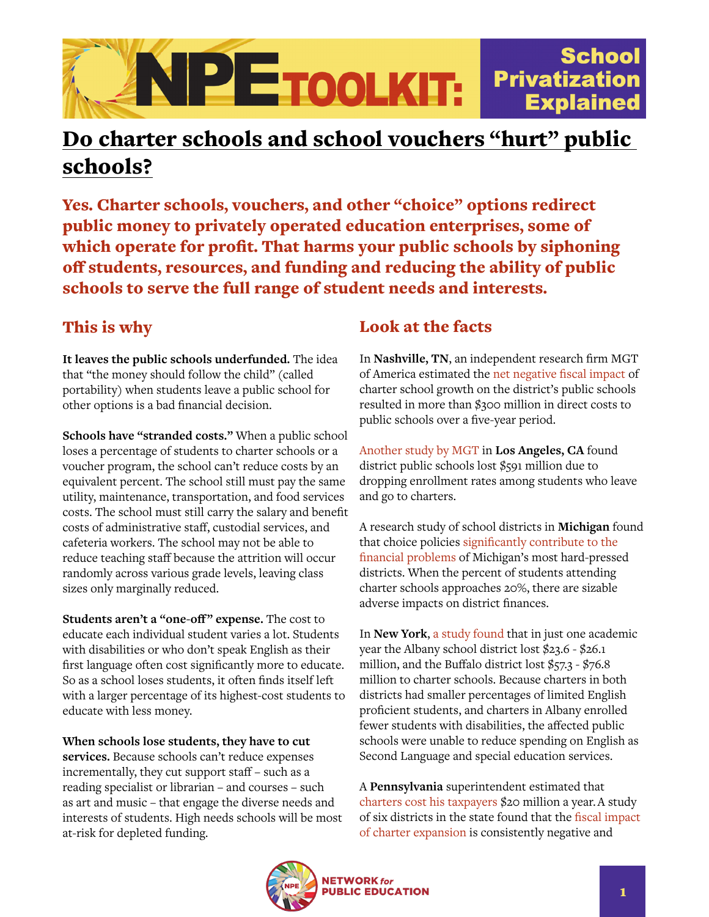# NPE TOOLKIT: School Privatization Explained

## Do charter schools and school vouchers "hurt" public schools?

**Yes. Charter schools, vouchers, and other "choice" options redirect public money to privately operated education enterprises, some of which operate for profit. That harms your public schools by siphoning off students, resources, and funding and reducing the ability of public schools to serve the full range of student needs and interests.**

### This is why

**It leaves the public schools underfunded.** The idea that "the money should follow the child" (called portability) when students leave a public school for other options is a bad financial decision.

**Schools have "stranded costs."** When a public school loses a percentage of students to charter schools or a voucher program, the school can't reduce costs by an equivalent percent. The school still must pay the same utility, maintenance, transportation, and food services costs. The school must still carry the salary and benefit costs of administrative staff, custodial services, and cafeteria workers. The school may not be able to reduce teaching staff because the attrition will occur randomly across various grade levels, leaving class sizes only marginally reduced.

**Students aren't a "one-off" expense.** The cost to educate each individual student varies a lot. Students with disabilities or who don't speak English as their first language often cost significantly more to educate. So as a school loses students, it often finds itself left with a larger percentage of its highest-cost students to educate with less money.

**When schools lose students, they have to cut services.** Because schools can't reduce expenses incrementally, they cut support staff – such as a reading specialist or librarian – and courses – such as art and music – that engage the diverse needs and interests of students. High needs schools will be most at-risk for depleted funding.

### Look at the facts

In **Nashville, TN**, an independent research firm MGT of America estimated the net negative fiscal impact of charter school growth on the district's public schools resulted in more than $300 million in direct costs to public schools over a five-year period.

Another study by MGT in **Los Angeles, CA** found district public schools lost $591 million due to dropping enrollment rates among students who leave and go to charters.

A research study of school districts in **Michigan** found that choice policies significantly contribute to the financial problems of Michigan's most hard-pressed districts. When the percent of students attending charter schools approaches 20%, there are sizable adverse impacts on district finances.

In **New York**, a study found that in just one academic year the Albany school district lost $23.6 - $26.1 million, and the Buffalo district lost $57.3 - $76.8 million to charter schools. Because charters in both districts had smaller percentages of limited English proficient students, and charters in Albany enrolled fewer students with disabilities, the affected public schools were unable to reduce spending on English as Second Language and special education services.

A **Pennsylvania** superintendent estimated that charters cost his taxpayers $20 million a year. A study of six districts in the state found that the fiscal impact of charter expansion is consistently negative and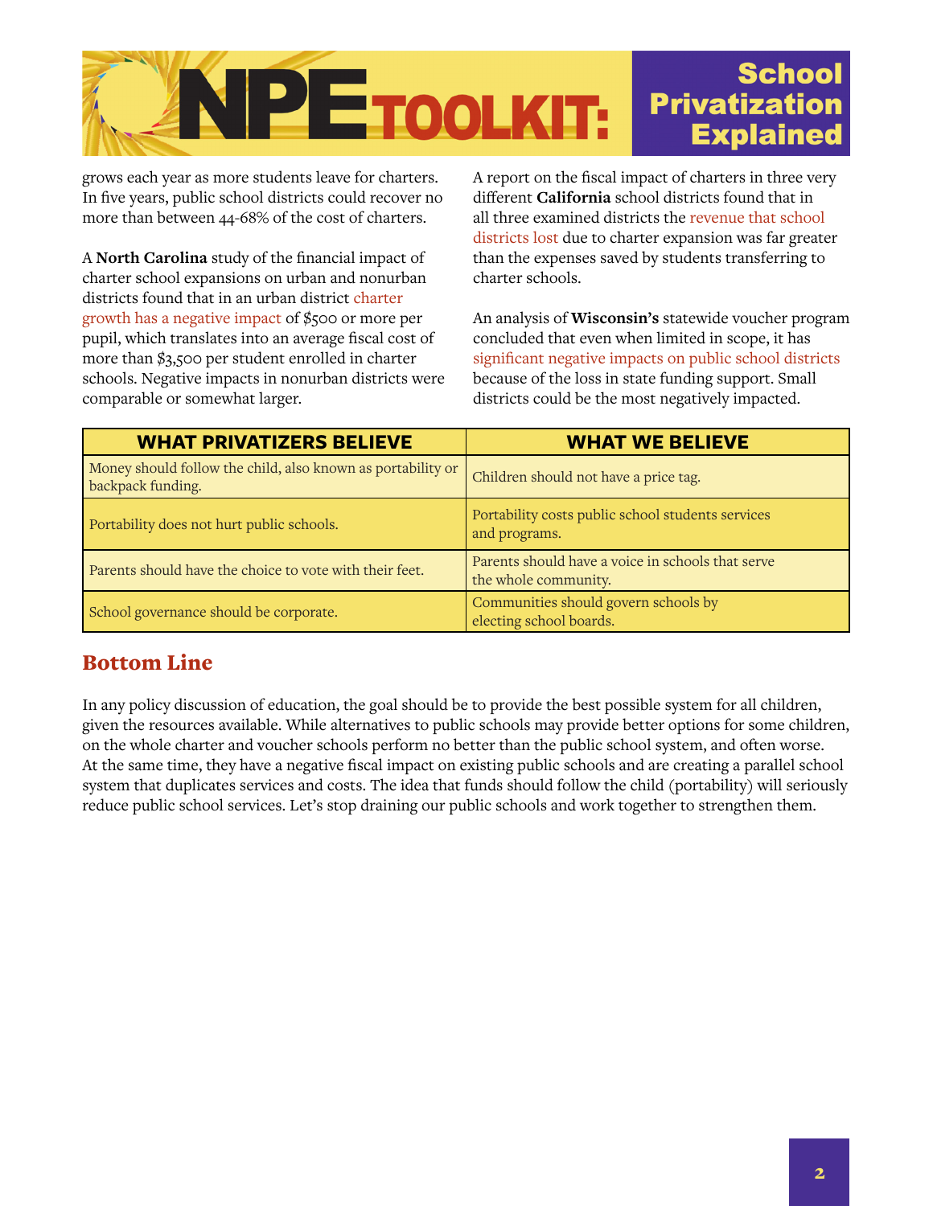grows each year as more students leave for charters. In five years, public school districts could recover no more than between 44-68% of the cost of charters.

A **North Carolina** study of the financial impact of charter school expansions on urban and nonurban districts found that in an urban district charter growth has a negative impact of $500 or more per pupil, which translates into an average fiscal cost of more than $3,500 per student enrolled in charter schools. Negative impacts in nonurban districts were comparable or somewhat larger.

A report on the fiscal impact of charters in three very different **California** school districts found that in all three examined districts the revenue that school districts lost due to charter expansion was far greater than the expenses saved by students transferring to charter schools.

An analysis of **Wisconsin's** statewide voucher program concluded that even when limited in scope, it has significant negative impacts on public school districts because of the loss in state funding support. Small districts could be the most negatively impacted.

| WHAT PRIVATIZERS BELIEVE | WHAT WE BELIEVE |
|---|---|
| Money should follow the child, also known as portability or backpack funding. | Children should not have a price tag. |
| Portability does not hurt public schools. | Portability costs public school students services and programs. |
| Parents should have the choice to vote with their feet. | Parents should have a voice in schools that serve the whole community. |
| School governance should be corporate. | Communities should govern schools by electing school boards. |

## Bottom Line

In any policy discussion of education, the goal should be to provide the best possible system for all children, given the resources available. While alternatives to public schools may provide better options for some children, on the whole charter and voucher schools perform no better than the public school system, and often worse. At the same time, they have a negative fiscal impact on existing public schools and are creating a parallel school system that duplicates services and costs. The idea that funds should follow the child (portability) will seriously reduce public school services. Let's stop draining our public schools and work together to strengthen them.